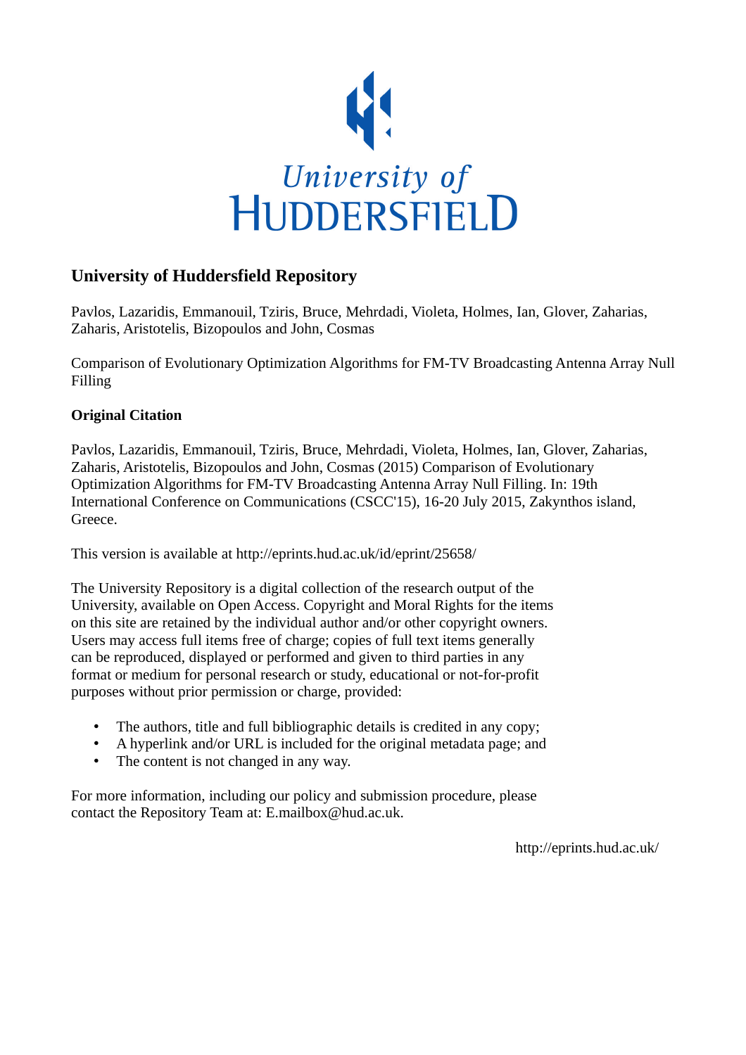University of HUDDERSFIELD

## University of Huddersfield Repository

Pavlos, Lazaridis, Emmanouil, Tziris, Bruce, Mehrdadi, Violeta, Holmes, Ian, Glover, Zaharias, Zaharis, Aristotelis, Bizopoulos and John, Cosmas

Comparison of Evolutionary Optimization Algorithms for FM-TV Broadcasting Antenna Array Null Filling

### Original Citation

Pavlos, Lazaridis, Emmanouil, Tziris, Bruce, Mehrdadi, Violeta, Holmes, Ian, Glover, Zaharias, Zaharis, Aristotelis, Bizopoulos and John, Cosmas (2015) Comparison of Evolutionary Optimization Algorithms for FM-TV Broadcasting Antenna Array Null Filling. In: 19th International Conference on Communications (CSCC'15), 16-20 July 2015, Zakynthos island, Greece.

This version is available at http://eprints.hud.ac.uk/id/eprint/25658/

The University Repository is a digital collection of the research output of the University, available on Open Access. Copyright and Moral Rights for the items on this site are retained by the individual author and/or other copyright owners. Users may access full items free of charge; copies of full text items generally can be reproduced, displayed or performed and given to third parties in any format or medium for personal research or study, educational or not-for-profit purposes without prior permission or charge, provided:

- The authors, title and full bibliographic details is credited in any copy;
- A hyperlink and/or URL is included for the original metadata page; and
- The content is not changed in any way.

For more information, including our policy and submission procedure, please contact the Repository Team at: E.mailbox@hud.ac.uk.

http://eprints.hud.ac.uk/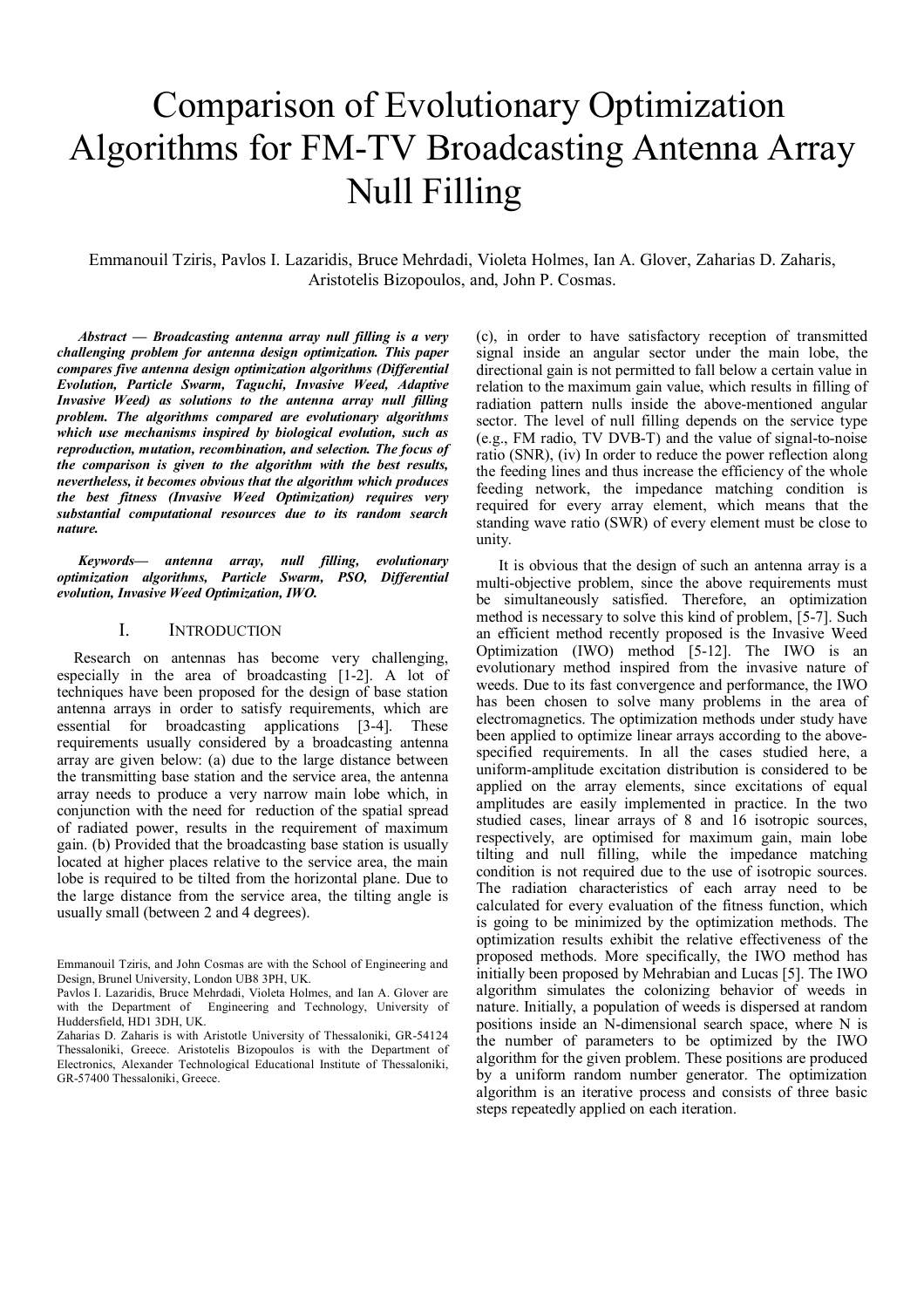# Comparison of Evolutionary Optimization Algorithms for FM-TV Broadcasting Antenna Array Null Filling

Emmanouil Tziris, Pavlos I. Lazaridis, Bruce Mehrdadi, Violeta Holmes, Ian A. Glover, Zaharias D. Zaharis, Aristotelis Bizopoulos, and, John P. Cosmas.

***Abstract* — *Broadcasting antenna array null filling is a very challenging problem for antenna design optimization. This paper compares five antenna design optimization algorithms (Differential Evolution, Particle Swarm, Taguchi, Invasive Weed, Adaptive Invasive Weed) as solutions to the antenna array null filling problem. The algorithms compared are evolutionary algorithms which use mechanisms inspired by biological evolution, such as reproduction, mutation, recombination, and selection. The focus of the comparison is given to the algorithm with the best results, nevertheless, it becomes obvious that the algorithm which produces the best fitness (Invasive Weed Optimization) requires very substantial computational resources due to its random search nature.***

***Keywords*— *antenna array, null filling, evolutionary optimization algorithms, Particle Swarm, PSO, Differential evolution, Invasive Weed Optimization, IWO.***

## I. Introduction

Research on antennas has become very challenging, especially in the area of broadcasting [1-2]. A lot of techniques have been proposed for the design of base station antenna arrays in order to satisfy requirements, which are essential for broadcasting applications [3-4]. These requirements usually considered by a broadcasting antenna array are given below: (a) due to the large distance between the transmitting base station and the service area, the antenna array needs to produce a very narrow main lobe which, in conjunction with the need for reduction of the spatial spread of radiated power, results in the requirement of maximum gain. (b) Provided that the broadcasting base station is usually located at higher places relative to the service area, the main lobe is required to be tilted from the horizontal plane. Due to the large distance from the service area, the tilting angle is usually small (between 2 and 4 degrees).

Emmanouil Tziris, and John Cosmas are with the School of Engineering and Design, Brunel University, London UB8 3PH, UK.
Pavlos I. Lazaridis, Bruce Mehrdadi, Violeta Holmes, and Ian A. Glover are with the Department of Engineering and Technology, University of Huddersfield, HD1 3DH, UK.
Zaharias D. Zaharis is with Aristotle University of Thessaloniki, GR-54124 Thessaloniki, Greece. Aristotelis Bizopoulos is with the Department of Electronics, Alexander Technological Educational Institute of Thessaloniki, GR-57400 Thessaloniki, Greece.

(c), in order to have satisfactory reception of transmitted signal inside an angular sector under the main lobe, the directional gain is not permitted to fall below a certain value in relation to the maximum gain value, which results in filling of radiation pattern nulls inside the above-mentioned angular sector. The level of null filling depends on the service type (e.g., FM radio, TV DVB-T) and the value of signal-to-noise ratio (SNR), (iv) In order to reduce the power reflection along the feeding lines and thus increase the efficiency of the whole feeding network, the impedance matching condition is required for every array element, which means that the standing wave ratio (SWR) of every element must be close to unity.

It is obvious that the design of such an antenna array is a multi-objective problem, since the above requirements must be simultaneously satisfied. Therefore, an optimization method is necessary to solve this kind of problem, [5-7]. Such an efficient method recently proposed is the Invasive Weed Optimization (IWO) method [5-12]. The IWO is an evolutionary method inspired from the invasive nature of weeds. Due to its fast convergence and performance, the IWO has been chosen to solve many problems in the area of electromagnetics. The optimization methods under study have been applied to optimize linear arrays according to the above-specified requirements. In all the cases studied here, a uniform-amplitude excitation distribution is considered to be applied on the array elements, since excitations of equal amplitudes are easily implemented in practice. In the two studied cases, linear arrays of 8 and 16 isotropic sources, respectively, are optimised for maximum gain, main lobe tilting and null filling, while the impedance matching condition is not required due to the use of isotropic sources. The radiation characteristics of each array need to be calculated for every evaluation of the fitness function, which is going to be minimized by the optimization methods. The optimization results exhibit the relative effectiveness of the proposed methods. More specifically, the IWO method has initially been proposed by Mehrabian and Lucas [5]. The IWO algorithm simulates the colonizing behavior of weeds in nature. Initially, a population of weeds is dispersed at random positions inside an N-dimensional search space, where N is the number of parameters to be optimized by the IWO algorithm for the given problem. These positions are produced by a uniform random number generator. The optimization algorithm is an iterative process and consists of three basic steps repeatedly applied on each iteration.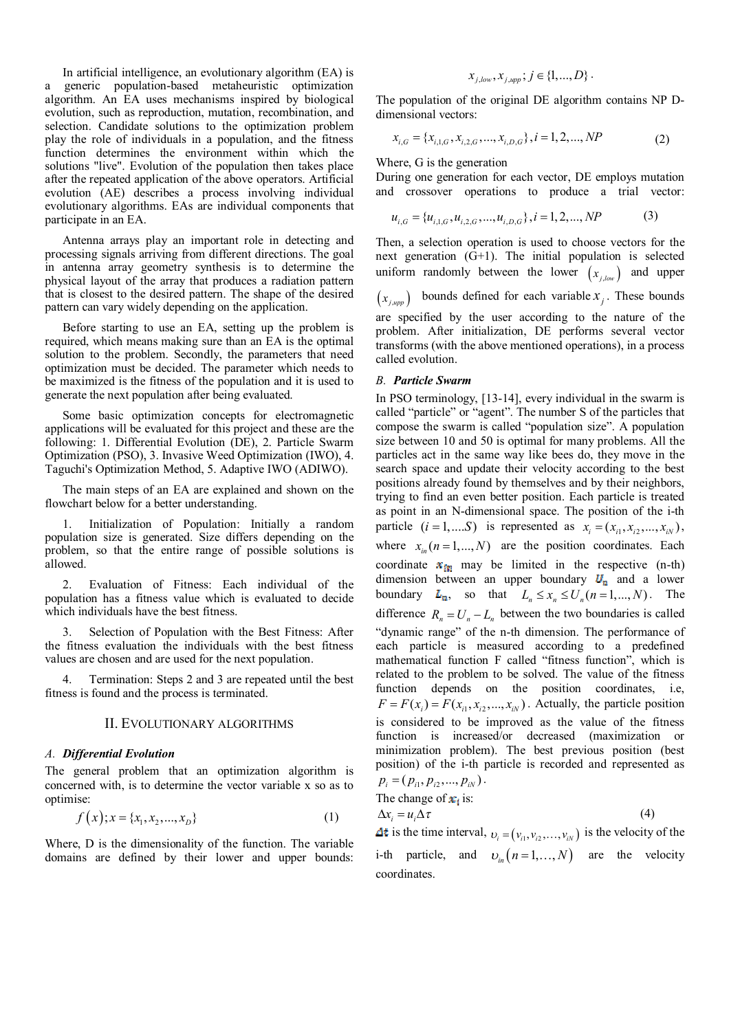In artificial intelligence, an evolutionary algorithm (EA) is a generic population-based metaheuristic optimization algorithm. An EA uses mechanisms inspired by biological evolution, such as reproduction, mutation, recombination, and selection. Candidate solutions to the optimization problem play the role of individuals in a population, and the fitness function determines the environment within which the solutions "live". Evolution of the population then takes place after the repeated application of the above operators. Artificial evolution (AE) describes a process involving individual evolutionary algorithms. EAs are individual components that participate in an EA.

Antenna arrays play an important role in detecting and processing signals arriving from different directions. The goal in antenna array geometry synthesis is to determine the physical layout of the array that produces a radiation pattern that is closest to the desired pattern. The shape of the desired pattern can vary widely depending on the application.

Before starting to use an EA, setting up the problem is required, which means making sure than an EA is the optimal solution to the problem. Secondly, the parameters that need optimization must be decided. The parameter which needs to be maximized is the fitness of the population and it is used to generate the next population after being evaluated.

Some basic optimization concepts for electromagnetic applications will be evaluated for this project and these are the following: 1. Differential Evolution (DE), 2. Particle Swarm Optimization (PSO), 3. Invasive Weed Optimization (IWO), 4. Taguchi's Optimization Method, 5. Adaptive IWO (ADIWO).

The main steps of an EA are explained and shown on the flowchart below for a better understanding.

1. Initialization of Population: Initially a random population size is generated. Size differs depending on the problem, so that the entire range of possible solutions is allowed.

2. Evaluation of Fitness: Each individual of the population has a fitness value which is evaluated to decide which individuals have the best fitness.

3. Selection of Population with the Best Fitness: After the fitness evaluation the individuals with the best fitness values are chosen and are used for the next population.

4. Termination: Steps 2 and 3 are repeated until the best fitness is found and the process is terminated.

## II. Evolutionary Algorithms

### A. *Differential Evolution*

The general problem that an optimization algorithm is concerned with, is to determine the vector variable x so as to optimise:

$$f\left(x\right); x = \{x_1, x_2, ..., x_D\} \tag{1}$$

Where, D is the dimensionality of the function. The variable domains are defined by their lower and upper bounds: $x_{j,low}, x_{j,upp}; j \in \{1,...,D\}$.

The population of the original DE algorithm contains NP D-dimensional vectors:

$$x_{i,G} = \{x_{i,1,G}, x_{i,2,G}, ..., x_{i,D,G}\}, i = 1, 2, ..., NP \tag{2}$$

Where, G is the generation

During one generation for each vector, DE employs mutation and crossover operations to produce a trial vector:

$$u_{i,G} = \{u_{i,1,G}, u_{i,2,G}, ..., u_{i,D,G}\}, i = 1, 2, ..., NP \tag{3}$$

Then, a selection operation is used to choose vectors for the next generation (G+1). The initial population is selected uniform randomly between the lower $\left(x_{j,low}\right)$ and upper $\left(x_{j,upp}\right)$ bounds defined for each variable $x_j$. These bounds are specified by the user according to the nature of the problem. After initialization, DE performs several vector transforms (with the above mentioned operations), in a process called evolution.

### B. *Particle Swarm*

In PSO terminology, [13-14], every individual in the swarm is called "particle" or "agent". The number S of the particles that compose the swarm is called "population size". A population size between 10 and 50 is optimal for many problems. All the particles act in the same way like bees do, they move in the search space and update their velocity according to the best positions already found by themselves and by their neighbors, trying to find an even better position. Each particle is treated as point in an N-dimensional space. The position of the i-th particle $(i = 1, ...., S)$ is represented as $x_i = (x_{i1}, x_{i2}, ..., x_{iN})$, where $x_{in}(n = 1, ..., N)$ are the position coordinates. Each coordinate $x_{in}$ may be limited in the respective (n-th) dimension between an upper boundary $U_n$ and a lower boundary $L_n$, so that $L_n \le x_n \le U_n (n = 1, ..., N)$. The difference $R_n = U_n - L_n$ between the two boundaries is called "dynamic range" of the n-th dimension. The performance of each particle is measured according to a predefined mathematical function F called "fitness function", which is related to the problem to be solved. The value of the fitness function depends on the position coordinates, i.e, $F = F(x_i) = F(x_{i1}, x_{i2}, ..., x_{iN})$. Actually, the particle position is considered to be improved as the value of the fitness function is increased/or decreased (maximization or minimization problem). The best previous position (best position) of the i-th particle is recorded and represented as $p_i = (p_{i1}, p_{i2}, ..., p_{iN})$.

The change of $x_i$ is:

$$\Delta x_i = u_i \Delta\tau \tag{4}$$

$\Delta t$ is the time interval, $\upsilon_i = \left(v_{i1}, v_{i2}, \ldots, v_{iN}\right)$ is the velocity of the i-th particle, and $\upsilon_{in}\left(n = 1, \ldots, N\right)$ are the velocity coordinates.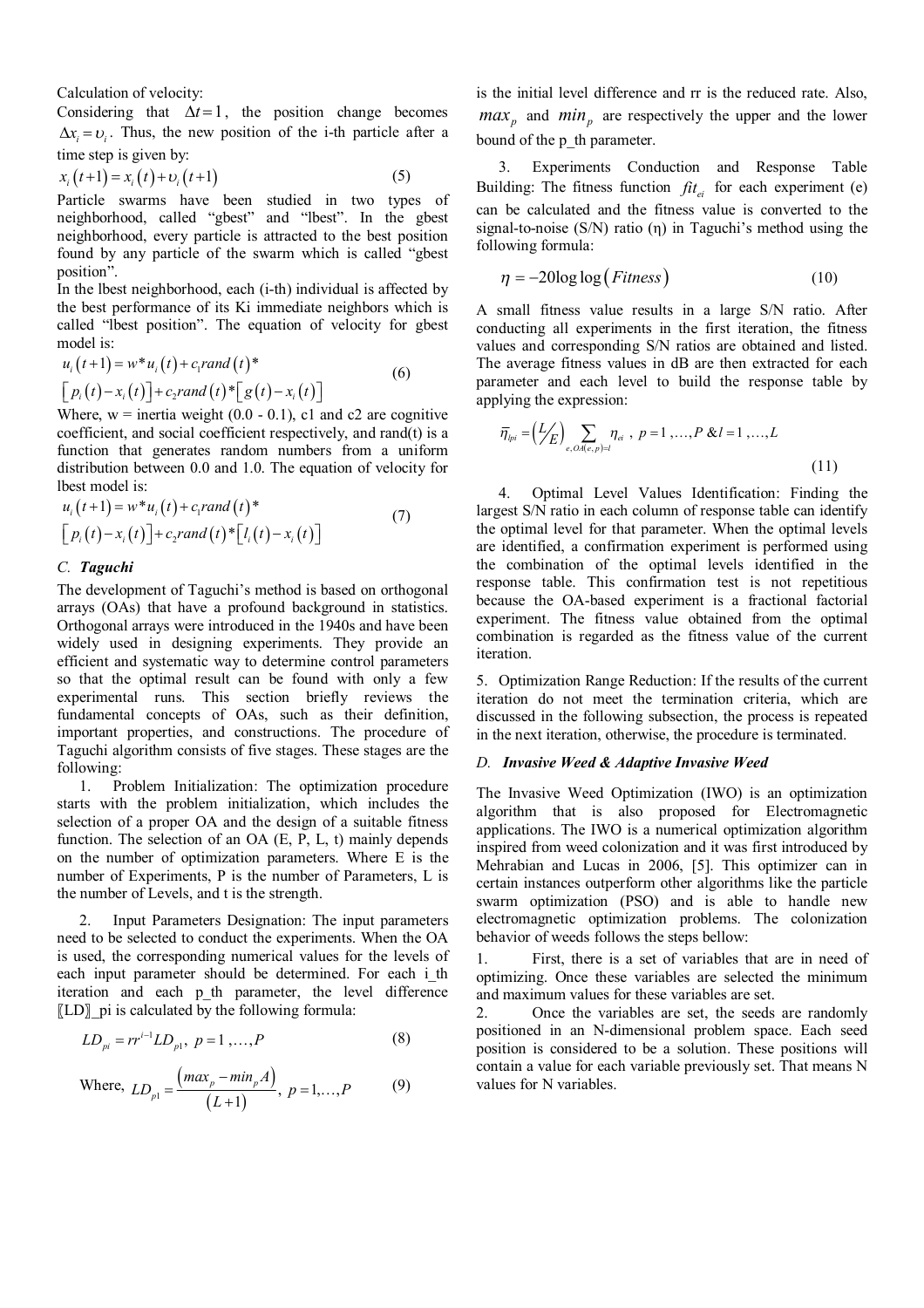Calculation of velocity:

Considering that $\Delta t = 1$, the position change becomes $\Delta x_i = \upsilon_i$. Thus, the new position of the i-th particle after a time step is given by:

$$x_i(t+1) = x_i(t) + \upsilon_i(t+1) \quad (5)$$

Particle swarms have been studied in two types of neighborhood, called "gbest" and "lbest". In the gbest neighborhood, every particle is attracted to the best position found by any particle of the swarm which is called "gbest position".

In the lbest neighborhood, each (i-th) individual is affected by the best performance of its Ki immediate neighbors which is called "lbest position". The equation of velocity for gbest model is:

$$u_i(t+1) = w*u_i(t) + c_1 rand(t)* \left[p_i(t) - x_i(t)\right] + c_2 rand(t)*\left[g(t) - x_i(t)\right] \quad (6)$$

Where, w = inertia weight (0.0 - 0.1), c1 and c2 are cognitive coefficient, and social coefficient respectively, and rand(t) is a function that generates random numbers from a uniform distribution between 0.0 and 1.0. The equation of velocity for lbest model is:

$$u_i(t+1) = w*u_i(t) + c_1 rand(t)* \left[p_i(t) - x_i(t)\right] + c_2 rand(t)*\left[l_i(t) - x_i(t)\right] \quad (7)$$

### C. *Taguchi*

The development of Taguchi's method is based on orthogonal arrays (OAs) that have a profound background in statistics. Orthogonal arrays were introduced in the 1940s and have been widely used in designing experiments. They provide an efficient and systematic way to determine control parameters so that the optimal result can be found with only a few experimental runs. This section briefly reviews the fundamental concepts of OAs, such as their definition, important properties, and constructions. The procedure of Taguchi algorithm consists of five stages. These stages are the following:

1. Problem Initialization: The optimization procedure starts with the problem initialization, which includes the selection of a proper OA and the design of a suitable fitness function. The selection of an OA (E, P, L, t) mainly depends on the number of optimization parameters. Where E is the number of Experiments, P is the number of Parameters, L is the number of Levels, and t is the strength.

2. Input Parameters Designation: The input parameters need to be selected to conduct the experiments. When the OA is used, the corresponding numerical values for the levels of each input parameter should be determined. For each i_th iteration and each p_th parameter, the level difference 〖LD〗_pi is calculated by the following formula:

$$LD_{pi} = rr^{i-1} LD_{p1},\ p = 1,\ldots,P \quad (8)$$

Where, $$LD_{p1} = \frac{\left(max_p - min_p A\right)}{(L+1)},\ p = 1,\ldots,P \quad (9)$$

is the initial level difference and rr is the reduced rate. Also, $max_p$ and $min_p$ are respectively the upper and the lower bound of the p_th parameter.

3. Experiments Conduction and Response Table Building: The fitness function $fit_{ei}$ for each experiment (e) can be calculated and the fitness value is converted to the signal-to-noise (S/N) ratio (η) in Taguchi's method using the following formula:

$$\eta = -20 \log\log(Fitness) \quad (10)$$

A small fitness value results in a large S/N ratio. After conducting all experiments in the first iteration, the fitness values and corresponding S/N ratios are obtained and listed. The average fitness values in dB are then extracted for each parameter and each level to build the response table by applying the expression:

$$\overline{\eta}_{lpi} = \left(\frac{L}{E}\right) \sum_{e,OA(e,p)=l} \eta_{ei},\ p = 1,\ldots,P\ \&\ l = 1,\ldots,L \quad (11)$$

4. Optimal Level Values Identification: Finding the largest S/N ratio in each column of response table can identify the optimal level for that parameter. When the optimal levels are identified, a confirmation experiment is performed using the combination of the optimal levels identified in the response table. This confirmation test is not repetitious because the OA-based experiment is a fractional factorial experiment. The fitness value obtained from the optimal combination is regarded as the fitness value of the current iteration.

5. Optimization Range Reduction: If the results of the current iteration do not meet the termination criteria, which are discussed in the following subsection, the process is repeated in the next iteration, otherwise, the procedure is terminated.

### D. *Invasive Weed & Adaptive Invasive Weed*

The Invasive Weed Optimization (IWO) is an optimization algorithm that is also proposed for Electromagnetic applications. The IWO is a numerical optimization algorithm inspired from weed colonization and it was first introduced by Mehrabian and Lucas in 2006, [5]. This optimizer can in certain instances outperform other algorithms like the particle swarm optimization (PSO) and is able to handle new electromagnetic optimization problems. The colonization behavior of weeds follows the steps bellow:

1. First, there is a set of variables that are in need of optimizing. Once these variables are selected the minimum and maximum values for these variables are set.

2. Once the variables are set, the seeds are randomly positioned in an N-dimensional problem space. Each seed position is considered to be a solution. These positions will contain a value for each variable previously set. That means N values for N variables.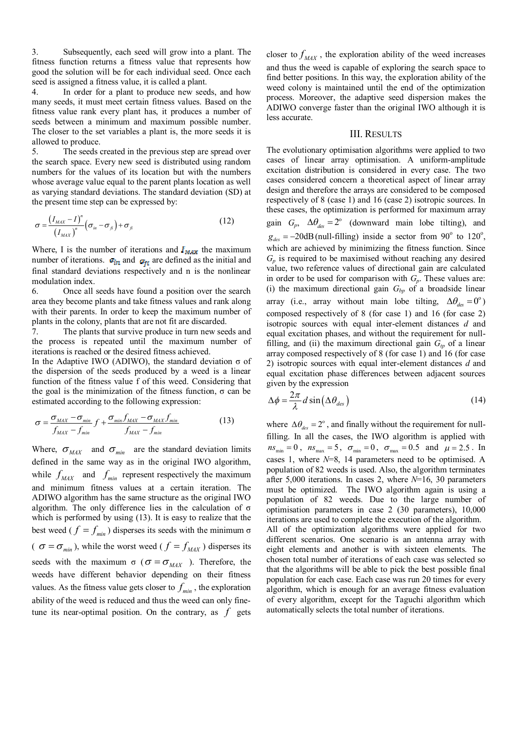3. Subsequently, each seed will grow into a plant. The fitness function returns a fitness value that represents how good the solution will be for each individual seed. Once each seed is assigned a fitness value, it is called a plant.

4. In order for a plant to produce new seeds, and how many seeds, it must meet certain fitness values. Based on the fitness value rank every plant has, it produces a number of seeds between a minimum and maximum possible number. The closer to the set variables a plant is, the more seeds it is allowed to produce.

5. The seeds created in the previous step are spread over the search space. Every new seed is distributed using random numbers for the values of its location but with the numbers whose average value equal to the parent plants location as well as varying standard deviations. The standard deviation (SD) at the present time step can be expressed by:

$$\sigma = \frac{(I_{MAX} - I)^n}{(I_{MAX})^n}(\sigma_{in} - \sigma_{fi}) + \sigma_{fi} \tag{12}$$

Where, I is the number of iterations and $I_{MAX}$ the maximum number of iterations. $\sigma_{in}$ and $\sigma_{fi}$ are defined as the initial and final standard deviations respectively and n is the nonlinear modulation index.

6. Once all seeds have found a position over the search area they become plants and take fitness values and rank along with their parents. In order to keep the maximum number of plants in the colony, plants that are not fit are discarded.

7. The plants that survive produce in turn new seeds and the process is repeated until the maximum number of iterations is reached or the desired fitness achieved.

In the Adaptive IWO (ADIWO), the standard deviation σ of the dispersion of the seeds produced by a weed is a linear function of the fitness value f of this weed. Considering that the goal is the minimization of the fitness function, σ can be estimated according to the following expression:

$$\sigma = \frac{\sigma_{MAX} - \sigma_{min}}{f_{MAX} - f_{min}} f + \frac{\sigma_{min} f_{MAX} - \sigma_{MAX} f_{min}}{f_{MAX} - f_{min}} \tag{13}$$

Where, $\sigma_{MAX}$ and $\sigma_{min}$ are the standard deviation limits defined in the same way as in the original IWO algorithm, while $f_{MAX}$ and $f_{min}$ represent respectively the maximum and minimum fitness values at a certain iteration. The ADIWO algorithm has the same structure as the original IWO algorithm. The only difference lies in the calculation of σ which is performed by using (13). It is easy to realize that the best weed ($f = f_{min}$) disperses its seeds with the minimum σ ($\sigma = \sigma_{min}$), while the worst weed ($f = f_{MAX}$) disperses its seeds with the maximum σ ($\sigma = \sigma_{MAX}$). Therefore, the weeds have different behavior depending on their fitness values. As the fitness value gets closer to $f_{min}$, the exploration ability of the weed is reduced and thus the weed can only fine-tune its near-optimal position. On the contrary, as $f$ gets closer to $f_{MAX}$, the exploration ability of the weed increases and thus the weed is capable of exploring the search space to find better positions. In this way, the exploration ability of the weed colony is maintained until the end of the optimization process. Moreover, the adaptive seed dispersion makes the ADIWO converge faster than the original IWO although it is less accurate.

## III. Results

The evolutionary optimisation algorithms were applied to two cases of linear array optimisation. A uniform-amplitude excitation distribution is considered in every case. The two cases considered concern a theoretical aspect of linear array design and therefore the arrays are considered to be composed respectively of 8 (case 1) and 16 (case 2) isotropic sources. In these cases, the optimization is performed for maximum array gain $G_p$, $\Delta\theta_{des} = 2^o$ (downward main lobe tilting), and $g_{des} = -20$dB (null-filling) inside a sector from $90^o$ to $120^o$, which are achieved by minimizing the fitness function. Since $G_p$ is required to be maximised without reaching any desired value, two reference values of directional gain are calculated in order to be used for comparison with $G_p$. These values are: (i) the maximum directional gain $G_{bp}$ of a broadside linear array (i.e., array without main lobe tilting, $\Delta\theta_{des} = 0^o$) composed respectively of 8 (for case 1) and 16 (for case 2) isotropic sources with equal inter-element distances *d* and equal excitation phases, and without the requirement for null-filling, and (ii) the maximum directional gain $G_{tp}$ of a linear array composed respectively of 8 (for case 1) and 16 (for case 2) isotropic sources with equal inter-element distances *d* and equal excitation phase differences between adjacent sources given by the expression

$$\Delta\phi = \frac{2\pi}{\lambda} d \sin(\Delta\theta_{des}) \tag{14}$$

where $\Delta\theta_{des} = 2^o$, and finally without the requirement for null-filling. In all the cases, the IWO algorithm is applied with $ns_{min} = 0$, $ns_{max} = 5$, $\sigma_{min} = 0$, $\sigma_{max} = 0.5$ and $\mu = 2.5$. In cases 1, where *N*=8, 14 parameters need to be optimised. A population of 82 weeds is used. Also, the algorithm terminates after 5,000 iterations. In cases 2, where *N*=16, 30 parameters must be optimized. The IWO algorithm again is using a population of 82 weeds. Due to the large number of optimisation parameters in case 2 (30 parameters), 10,000 iterations are used to complete the execution of the algorithm.

All of the optimization algorithms were applied for two different scenarios. One scenario is an antenna array with eight elements and another is with sixteen elements. The chosen total number of iterations of each case was selected so that the algorithms will be able to pick the best possible final population for each case. Each case was run 20 times for every algorithm, which is enough for an average fitness evaluation of every algorithm, except for the Taguchi algorithm which automatically selects the total number of iterations.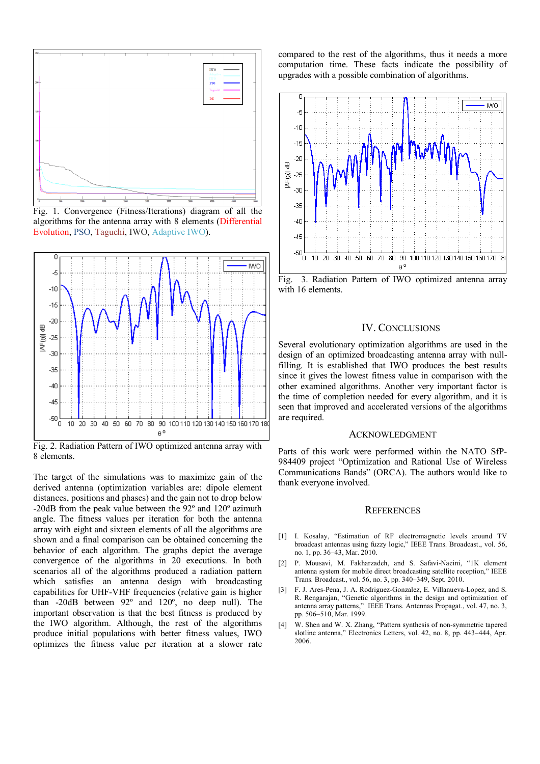Fig. 1. Convergence (Fitness/Iterations) diagram of all the algorithms for the antenna array with 8 elements (Differential Evolution, PSO, Taguchi, IWO, Adaptive IWO).

Fig. 2. Radiation Pattern of IWO optimized antenna array with 8 elements.

The target of the simulations was to maximize gain of the derived antenna (optimization variables are: dipole element distances, positions and phases) and the gain not to drop below -20dB from the peak value between the 92º and 120º azimuth angle. The fitness values per iteration for both the antenna array with eight and sixteen elements of all the algorithms are shown and a final comparison can be obtained concerning the behavior of each algorithm. The graphs depict the average convergence of the algorithms in 20 executions. In both scenarios all of the algorithms produced a radiation pattern which satisfies an antenna design with broadcasting capabilities for UHF-VHF frequencies (relative gain is higher than -20dB between 92º and 120º, no deep null). The important observation is that the best fitness is produced by the IWO algorithm. Although, the rest of the algorithms produce initial populations with better fitness values, IWO optimizes the fitness value per iteration at a slower rate compared to the rest of the algorithms, thus it needs a more computation time. These facts indicate the possibility of upgrades with a possible combination of algorithms.

Fig. 3. Radiation Pattern of IWO optimized antenna array with 16 elements.

## IV. Conclusions

Several evolutionary optimization algorithms are used in the design of an optimized broadcasting antenna array with null-filling. It is established that IWO produces the best results since it gives the lowest fitness value in comparison with the other examined algorithms. Another very important factor is the time of completion needed for every algorithm, and it is seen that improved and accelerated versions of the algorithms are required.

## Acknowledgment

Parts of this work were performed within the NATO SfP-984409 project "Optimization and Rational Use of Wireless Communications Bands" (ORCA). The authors would like to thank everyone involved.

## References

[1] I. Kosalay, "Estimation of RF electromagnetic levels around TV broadcast antennas using fuzzy logic," IEEE Trans. Broadcast., vol. 56, no. 1, pp. 36–43, Mar. 2010.

[2] P. Mousavi, M. Fakharzadeh, and S. Safavi-Naeini, "1K element antenna system for mobile direct broadcasting satellite reception," IEEE Trans. Broadcast., vol. 56, no. 3, pp. 340–349, Sept. 2010.

[3] F. J. Ares-Pena, J. A. Rodriguez-Gonzalez, E. Villanueva-Lopez, and S. R. Rengarajan, "Genetic algorithms in the design and optimization of antenna array patterns," IEEE Trans. Antennas Propagat., vol. 47, no. 3, pp. 506–510, Mar. 1999.

[4] W. Shen and W. X. Zhang, "Pattern synthesis of non-symmetric tapered slotline antenna," Electronics Letters, vol. 42, no. 8, pp. 443–444, Apr. 2006.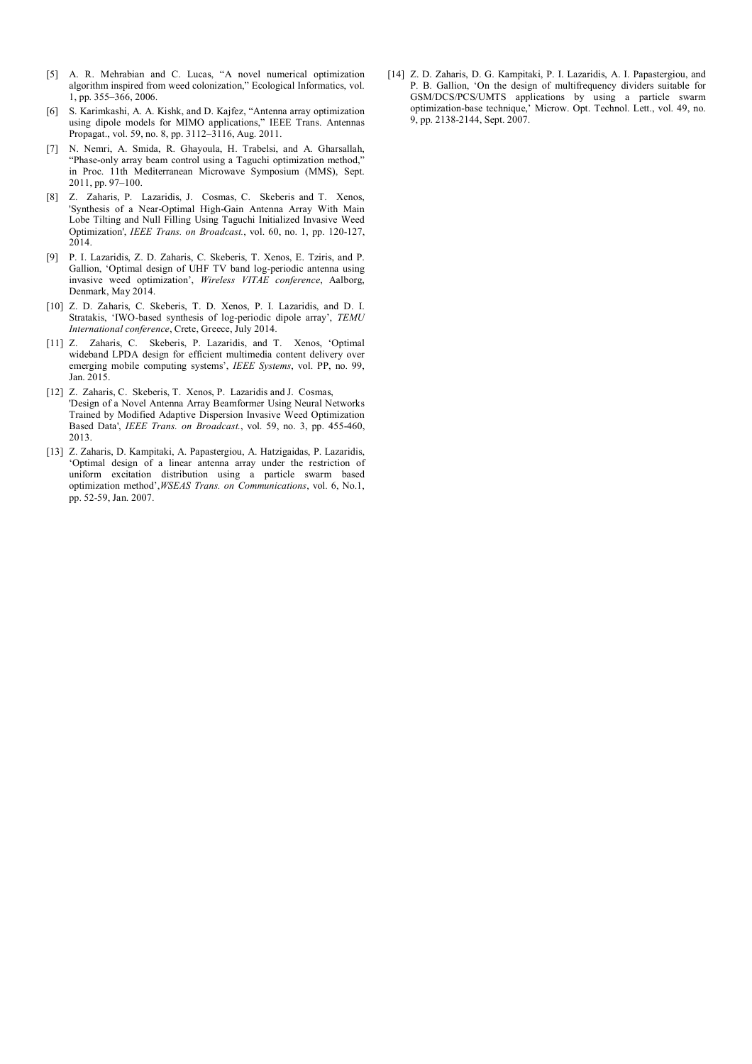[5] A. R. Mehrabian and C. Lucas, "A novel numerical optimization algorithm inspired from weed colonization," Ecological Informatics, vol. 1, pp. 355–366, 2006.

[6] S. Karimkashi, A. A. Kishk, and D. Kajfez, "Antenna array optimization using dipole models for MIMO applications," IEEE Trans. Antennas Propagat., vol. 59, no. 8, pp. 3112–3116, Aug. 2011.

[7] N. Nemri, A. Smida, R. Ghayoula, H. Trabelsi, and A. Gharsallah, "Phase-only array beam control using a Taguchi optimization method," in Proc. 11th Mediterranean Microwave Symposium (MMS), Sept. 2011, pp. 97–100.

[8] Z. Zaharis, P. Lazaridis, J. Cosmas, C. Skeberis and T. Xenos, 'Synthesis of a Near-Optimal High-Gain Antenna Array With Main Lobe Tilting and Null Filling Using Taguchi Initialized Invasive Weed Optimization', *IEEE Trans. on Broadcast.*, vol. 60, no. 1, pp. 120-127, 2014.

[9] P. I. Lazaridis, Z. D. Zaharis, C. Skeberis, T. Xenos, E. Tziris, and P. Gallion, 'Optimal design of UHF TV band log-periodic antenna using invasive weed optimization', *Wireless VITAE conference*, Aalborg, Denmark, May 2014.

[10] Z. D. Zaharis, C. Skeberis, T. D. Xenos, P. I. Lazaridis, and D. I. Stratakis, 'IWO-based synthesis of log-periodic dipole array', *TEMU International conference*, Crete, Greece, July 2014.

[11] Z. Zaharis, C. Skeberis, P. Lazaridis, and T. Xenos, 'Optimal wideband LPDA design for efficient multimedia content delivery over emerging mobile computing systems', *IEEE Systems*, vol. PP, no. 99, Jan. 2015.

[12] Z. Zaharis, C. Skeberis, T. Xenos, P. Lazaridis and J. Cosmas, 'Design of a Novel Antenna Array Beamformer Using Neural Networks Trained by Modified Adaptive Dispersion Invasive Weed Optimization Based Data', *IEEE Trans. on Broadcast.*, vol. 59, no. 3, pp. 455-460, 2013.

[13] Z. Zaharis, D. Kampitaki, A. Papastergiou, A. Hatzigaidas, P. Lazaridis, 'Optimal design of a linear antenna array under the restriction of uniform excitation distribution using a particle swarm based optimization method',*WSEAS Trans. on Communications*, vol. 6, No.1, pp. 52-59, Jan. 2007.

[14] Z. D. Zaharis, D. G. Kampitaki, P. I. Lazaridis, A. I. Papastergiou, and P. B. Gallion, 'On the design of multifrequency dividers suitable for GSM/DCS/PCS/UMTS applications by using a particle swarm optimization-base technique,' Microw. Opt. Technol. Lett., vol. 49, no. 9, pp. 2138-2144, Sept. 2007.